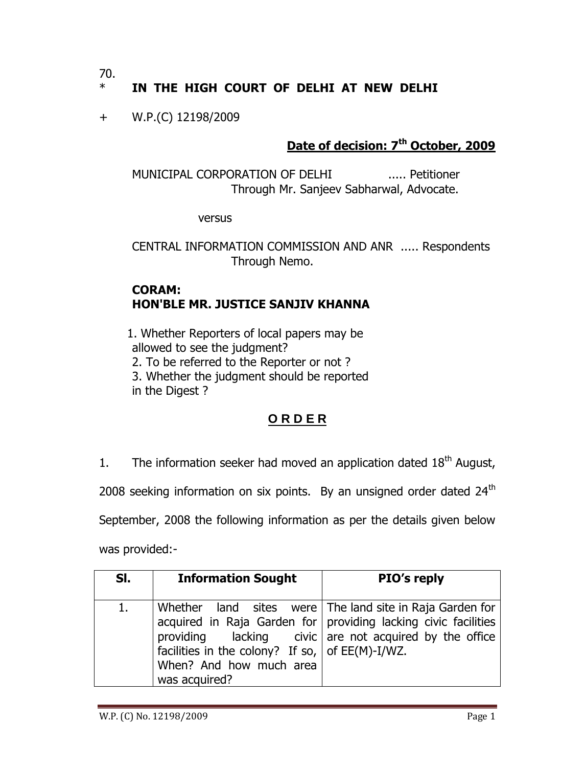70.

\* **IN THE HIGH COURT OF DELHI AT NEW DELHI**

\+ W.P.(C) 12198/2009

**Date of decision: 7th October, 2009**

MUNICIPAL CORPORATION OF DELHI ..... Petitioner
Through Mr. Sanjeev Sabharwal, Advocate.

versus

CENTRAL INFORMATION COMMISSION AND ANR ..... Respondents
Through Nemo.

**CORAM:**
**HON'BLE MR. JUSTICE SANJIV KHANNA**

1. Whether Reporters of local papers may be allowed to see the judgment?
2. To be referred to the Reporter or not ?
3. Whether the judgment should be reported in the Digest ?

**O R D E R**

1. The information seeker had moved an application dated 18th August, 2008 seeking information on six points. By an unsigned order dated 24th September, 2008 the following information as per the details given below was provided:-

| Sl. | Information Sought | PIO's reply |
|---|---|---|
| 1. | Whether land sites were acquired in Raja Garden for providing lacking civic facilities in the colony? If so, When? And how much area was acquired? | The land site in Raja Garden for providing lacking civic facilities are not acquired by the office of EE(M)-I/WZ. |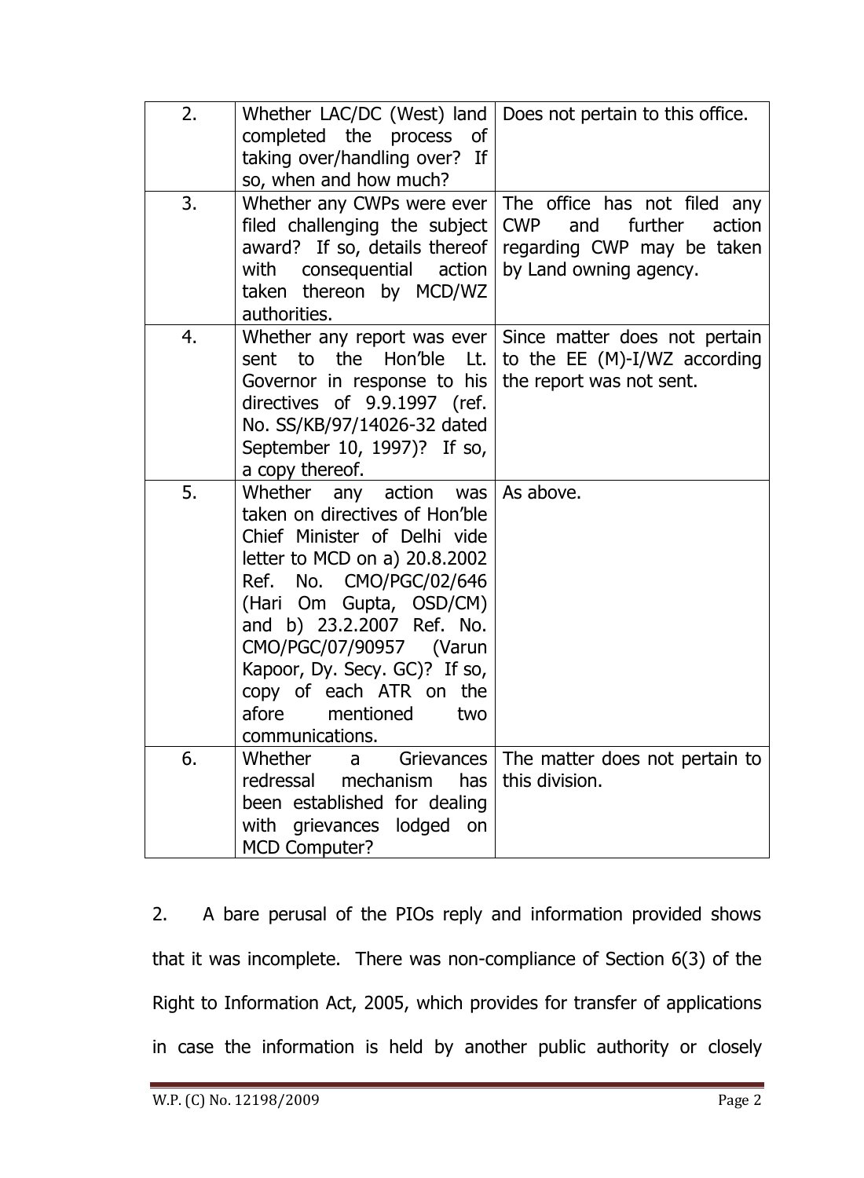| 2. | Whether LAC/DC (West) land completed the process of taking over/handling over? If so, when and how much? | Does not pertain to this office. |
|---|---|---|
| 3. | Whether any CWPs were ever filed challenging the subject award? If so, details thereof with consequential action taken thereon by MCD/WZ authorities. | The office has not filed any CWP and further action regarding CWP may be taken by Land owning agency. |
| 4. | Whether any report was ever sent to the Hon'ble Lt. Governor in response to his directives of 9.9.1997 (ref. No. SS/KB/97/14026-32 dated September 10, 1997)? If so, a copy thereof. | Since matter does not pertain to the EE (M)-I/WZ according the report was not sent. |
| 5. | Whether any action was taken on directives of Hon'ble Chief Minister of Delhi vide letter to MCD on a) 20.8.2002 Ref. No. CMO/PGC/02/646 (Hari Om Gupta, OSD/CM) and b) 23.2.2007 Ref. No. CMO/PGC/07/90957 (Varun Kapoor, Dy. Secy. GC)? If so, copy of each ATR on the afore mentioned two communications. | As above. |
| 6. | Whether a Grievances redressal mechanism has been established for dealing with grievances lodged on MCD Computer? | The matter does not pertain to this division. |

2. A bare perusal of the PIOs reply and information provided shows that it was incomplete. There was non-compliance of Section 6(3) of the Right to Information Act, 2005, which provides for transfer of applications in case the information is held by another public authority or closely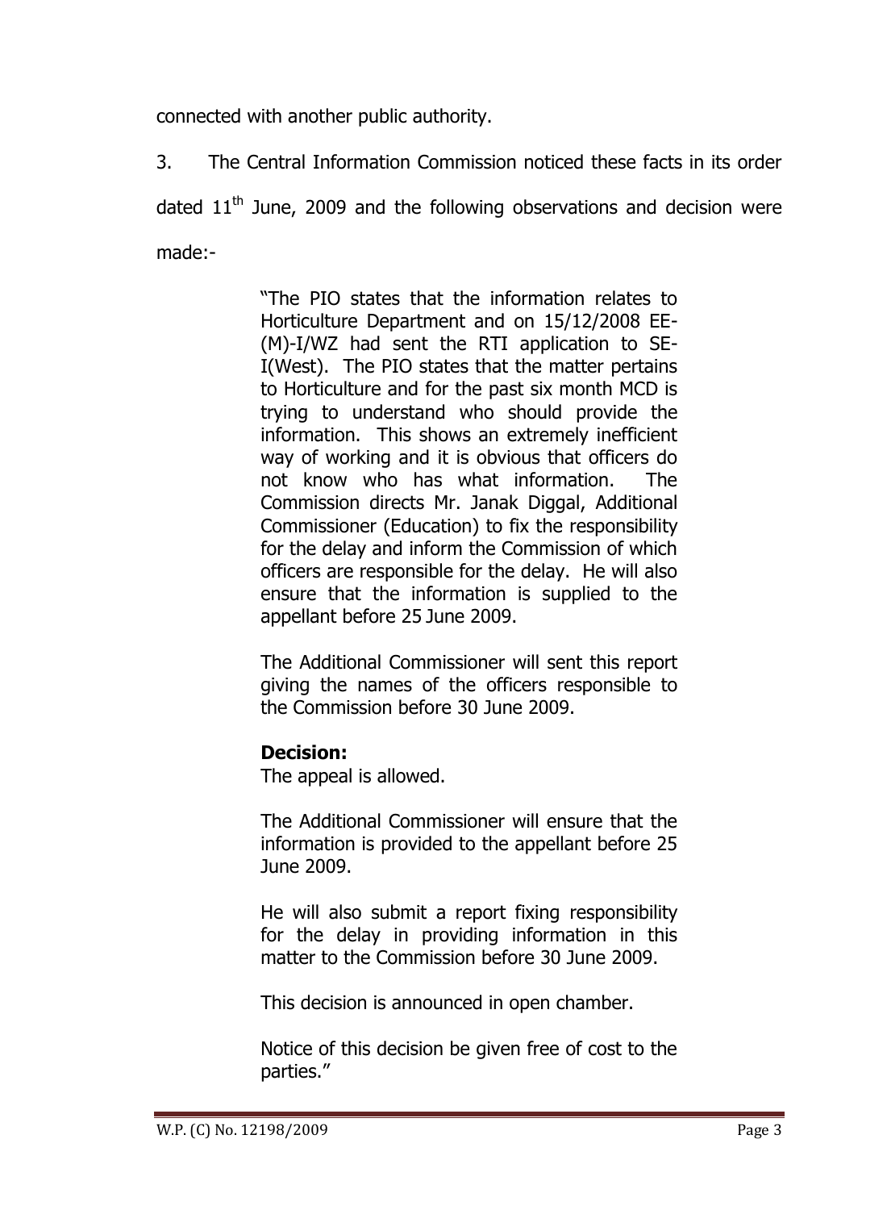connected with another public authority.

3. The Central Information Commission noticed these facts in its order dated 11th June, 2009 and the following observations and decision were made:-

> "The PIO states that the information relates to Horticulture Department and on 15/12/2008 EE-(M)-I/WZ had sent the RTI application to SE-I(West). The PIO states that the matter pertains to Horticulture and for the past six month MCD is trying to understand who should provide the information. This shows an extremely inefficient way of working and it is obvious that officers do not know who has what information. The Commission directs Mr. Janak Diggal, Additional Commissioner (Education) to fix the responsibility for the delay and inform the Commission of which officers are responsible for the delay. He will also ensure that the information is supplied to the appellant before 25 June 2009.
>
> The Additional Commissioner will sent this report giving the names of the officers responsible to the Commission before 30 June 2009.
>
> **Decision:**
> The appeal is allowed.
>
> The Additional Commissioner will ensure that the information is provided to the appellant before 25 June 2009.
>
> He will also submit a report fixing responsibility for the delay in providing information in this matter to the Commission before 30 June 2009.
>
> This decision is announced in open chamber.
>
> Notice of this decision be given free of cost to the parties."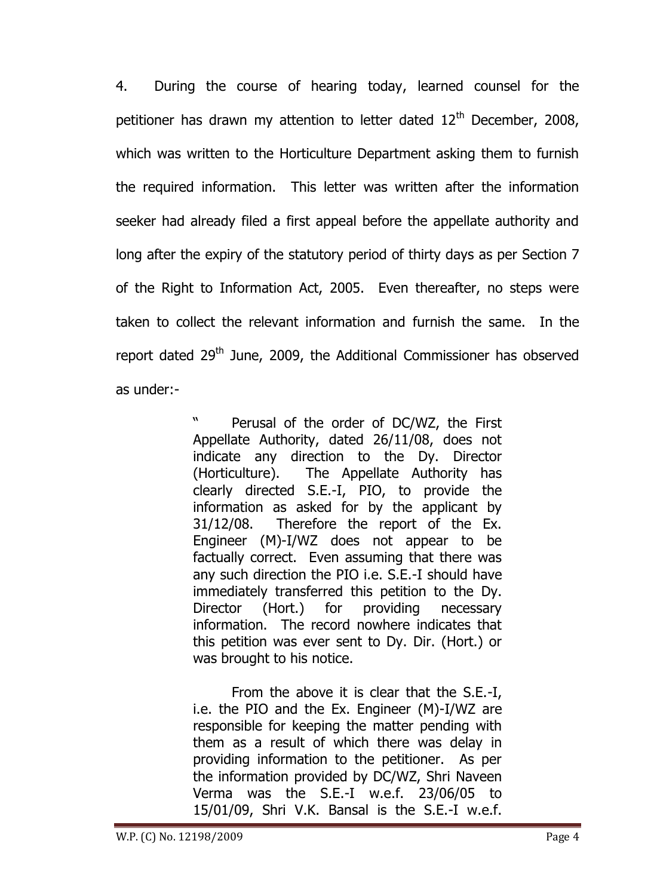4. During the course of hearing today, learned counsel for the petitioner has drawn my attention to letter dated 12th December, 2008, which was written to the Horticulture Department asking them to furnish the required information. This letter was written after the information seeker had already filed a first appeal before the appellate authority and long after the expiry of the statutory period of thirty days as per Section 7 of the Right to Information Act, 2005. Even thereafter, no steps were taken to collect the relevant information and furnish the same. In the report dated 29th June, 2009, the Additional Commissioner has observed as under:-

> " Perusal of the order of DC/WZ, the First Appellate Authority, dated 26/11/08, does not indicate any direction to the Dy. Director (Horticulture). The Appellate Authority has clearly directed S.E.-I, PIO, to provide the information as asked for by the applicant by 31/12/08. Therefore the report of the Ex. Engineer (M)-I/WZ does not appear to be factually correct. Even assuming that there was any such direction the PIO i.e. S.E.-I should have immediately transferred this petition to the Dy. Director (Hort.) for providing necessary information. The record nowhere indicates that this petition was ever sent to Dy. Dir. (Hort.) or was brought to his notice.
>
> From the above it is clear that the S.E.-I, i.e. the PIO and the Ex. Engineer (M)-I/WZ are responsible for keeping the matter pending with them as a result of which there was delay in providing information to the petitioner. As per the information provided by DC/WZ, Shri Naveen Verma was the S.E.-I w.e.f. 23/06/05 to 15/01/09, Shri V.K. Bansal is the S.E.-I w.e.f.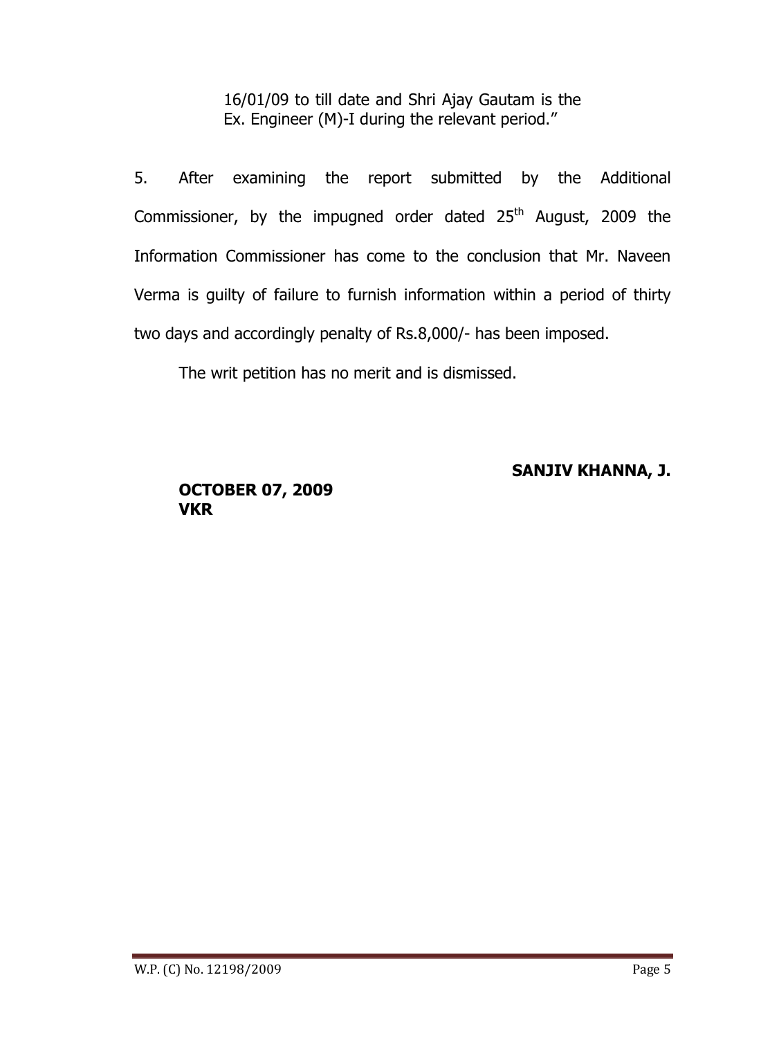16/01/09 to till date and Shri Ajay Gautam is the Ex. Engineer (M)-I during the relevant period."

5. After examining the report submitted by the Additional Commissioner, by the impugned order dated 25th August, 2009 the Information Commissioner has come to the conclusion that Mr. Naveen Verma is guilty of failure to furnish information within a period of thirty two days and accordingly penalty of Rs.8,000/- has been imposed.

The writ petition has no merit and is dismissed.

**SANJIV KHANNA, J.**

**OCTOBER 07, 2009**
**VKR**